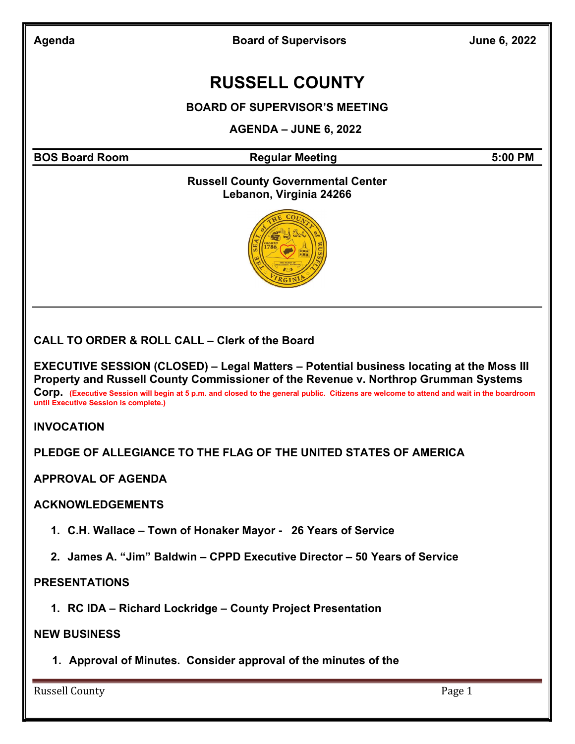Agenda | Board of Supervisors | June 6, 2022

# RUSSELL COUNTY

## BOARD OF SUPERVISOR'S MEETING

## AGENDA – JUNE 6, 2022

**BOS Board Room** | **Regular Meeting** | **5:00 PM**

**Russell County Governmental Center**
**Lebanon, Virginia 24266**

**CALL TO ORDER & ROLL CALL – Clerk of the Board**

**EXECUTIVE SESSION (CLOSED) – Legal Matters – Potential business locating at the Moss III Property and Russell County Commissioner of the Revenue v. Northrop Grumman Systems Corp.** (Executive Session will begin at 5 p.m. and closed to the general public. Citizens are welcome to attend and wait in the boardroom until Executive Session is complete.)

**INVOCATION**

**PLEDGE OF ALLEGIANCE TO THE FLAG OF THE UNITED STATES OF AMERICA**

**APPROVAL OF AGENDA**

**ACKNOWLEDGEMENTS**

1. **C.H. Wallace – Town of Honaker Mayor - 26 Years of Service**
2. **James A. "Jim" Baldwin – CPPD Executive Director – 50 Years of Service**

**PRESENTATIONS**

1. **RC IDA – Richard Lockridge – County Project Presentation**

**NEW BUSINESS**

1. **Approval of Minutes. Consider approval of the minutes of the**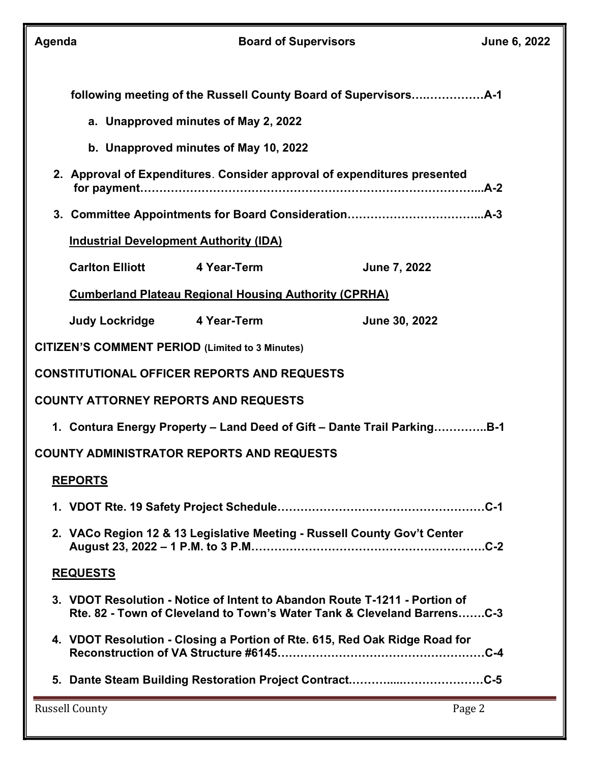**following meeting of the Russell County Board of Supervisors……………….A-1**

**a. Unapproved minutes of May 2, 2022**

**b. Unapproved minutes of May 10, 2022**

**2. Approval of Expenditures. Consider approval of expenditures presented for payment………………………………………………………………………...A-2**

**3. Committee Appointments for Board Consideration……………………………..A-3**

**Industrial Development Authority (IDA)**

| | | |
|---|---|---|
| **Carlton Elliott** | **4 Year-Term** | **June 7, 2022** |

**Cumberland Plateau Regional Housing Authority (CPRHA)**

| | | |
|---|---|---|
| **Judy Lockridge** | **4 Year-Term** | **June 30, 2022** |

## CITIZEN'S COMMENT PERIOD (Limited to 3 Minutes)

## CONSTITUTIONAL OFFICER REPORTS AND REQUESTS

## COUNTY ATTORNEY REPORTS AND REQUESTS

**1. Contura Energy Property – Land Deed of Gift – Dante Trail Parking…………..B-1**

## COUNTY ADMINISTRATOR REPORTS AND REQUESTS

### REPORTS

**1. VDOT Rte. 19 Safety Project Schedule………………………………………………C-1**

**2. VACo Region 12 & 13 Legislative Meeting - Russell County Gov't Center August 23, 2022 – 1 P.M. to 3 P.M……………………………………………………C-2**

### REQUESTS

**3. VDOT Resolution - Notice of Intent to Abandon Route T-1211 - Portion of Rte. 82 - Town of Cleveland to Town's Water Tank & Cleveland Barrens…….C-3**

**4. VDOT Resolution - Closing a Portion of Rte. 615, Red Oak Ridge Road for Reconstruction of VA Structure #6145………………………………………………C-4**

**5. Dante Steam Building Restoration Project Contract.………...…………………C-5**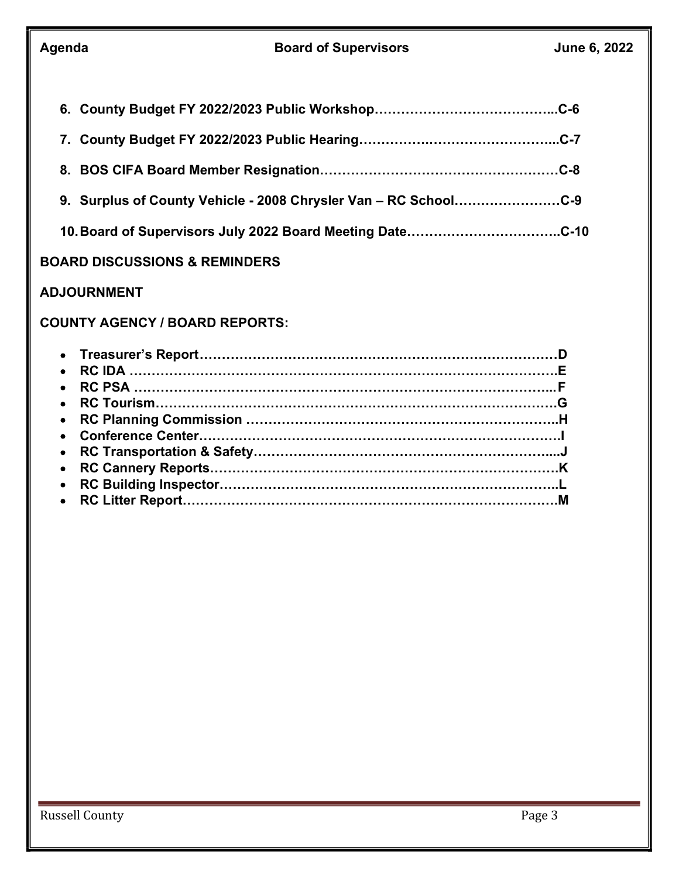6. **County Budget FY 2022/2023 Public Workshop…………………………………...C-6**

7. **County Budget FY 2022/2023 Public Hearing……………………………………...C-7**

8. **BOS CIFA Board Member Resignation………………………………………………C-8**

9. **Surplus of County Vehicle - 2008 Chrysler Van – RC School……………………C-9**

10. **Board of Supervisors July 2022 Board Meeting Date……………………………..C-10**

**BOARD DISCUSSIONS & REMINDERS**

**ADJOURNMENT**

**COUNTY AGENCY / BOARD REPORTS:**

- **Treasurer's Report…………………………………………………………………………D**
- **RC IDA ………………………………………………………………………………………E**
- **RC PSA ……………………………………………………………………………………..F**
- **RC Tourism…………………………………………………………………………………G**
- **RC Planning Commission ………………………………………………………………..H**
- **Conference Center…………………………………………………………………………I**
- **RC Transportation & Safety……………………………………………………………...J**
- **RC Cannery Reports………………………………………………………………………K**
- **RC Building Inspector……………………………………………………………………..L**
- **RC Litter Report……………………………………………………………………………M**